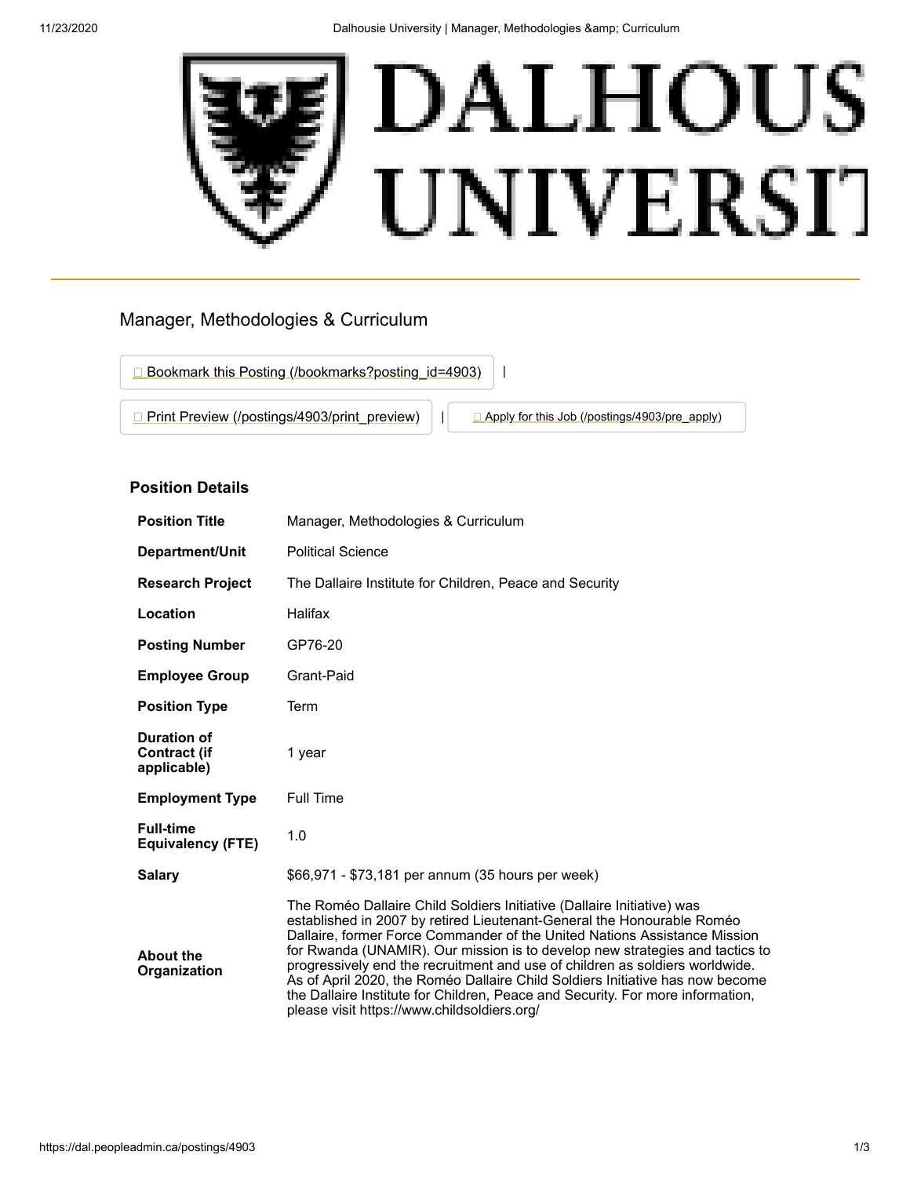# Manager, Methodologies & Curriculum

Bookmark this Posting (/bookmarks?posting_id=4903) |

Print Preview (/postings/4903/print_preview) | Apply for this Job (/postings/4903/pre_apply)

## Position Details

| | |
|---|---|
| **Position Title** | Manager, Methodologies & Curriculum |
| **Department/Unit** | Political Science |
| **Research Project** | The Dallaire Institute for Children, Peace and Security |
| **Location** | Halifax |
| **Posting Number** | GP76-20 |
| **Employee Group** | Grant-Paid |
| **Position Type** | Term |
| **Duration of Contract (if applicable)** | 1 year |
| **Employment Type** | Full Time |
| **Full-time Equivalency (FTE)** | 1.0 |
| **Salary** | $66,971 - $73,181 per annum (35 hours per week) |
| **About the Organization** | The Roméo Dallaire Child Soldiers Initiative (Dallaire Initiative) was established in 2007 by retired Lieutenant-General the Honourable Roméo Dallaire, former Force Commander of the United Nations Assistance Mission for Rwanda (UNAMIR). Our mission is to develop new strategies and tactics to progressively end the recruitment and use of children as soldiers worldwide. As of April 2020, the Roméo Dallaire Child Soldiers Initiative has now become the Dallaire Institute for Children, Peace and Security. For more information, please visit https://www.childsoldiers.org/ |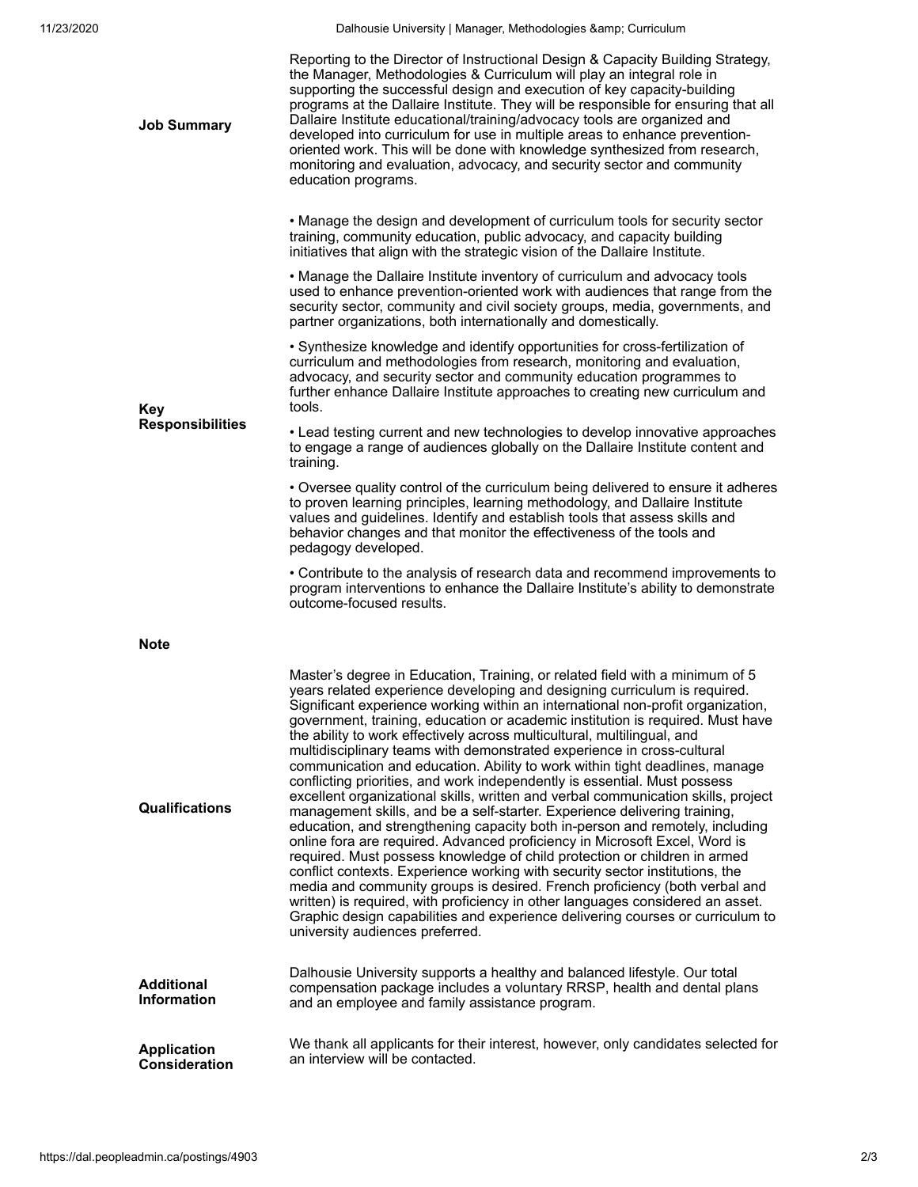## Job Summary

Reporting to the Director of Instructional Design & Capacity Building Strategy, the Manager, Methodologies & Curriculum will play an integral role in supporting the successful design and execution of key capacity-building programs at the Dallaire Institute. They will be responsible for ensuring that all Dallaire Institute educational/training/advocacy tools are organized and developed into curriculum for use in multiple areas to enhance prevention-oriented work. This will be done with knowledge synthesized from research, monitoring and evaluation, advocacy, and security sector and community education programs.

## Key Responsibilities

- Manage the design and development of curriculum tools for security sector training, community education, public advocacy, and capacity building initiatives that align with the strategic vision of the Dallaire Institute.
- Manage the Dallaire Institute inventory of curriculum and advocacy tools used to enhance prevention-oriented work with audiences that range from the security sector, community and civil society groups, media, governments, and partner organizations, both internationally and domestically.
- Synthesize knowledge and identify opportunities for cross-fertilization of curriculum and methodologies from research, monitoring and evaluation, advocacy, and security sector and community education programmes to further enhance Dallaire Institute approaches to creating new curriculum and tools.
- Lead testing current and new technologies to develop innovative approaches to engage a range of audiences globally on the Dallaire Institute content and training.
- Oversee quality control of the curriculum being delivered to ensure it adheres to proven learning principles, learning methodology, and Dallaire Institute values and guidelines. Identify and establish tools that assess skills and behavior changes and that monitor the effectiveness of the tools and pedagogy developed.
- Contribute to the analysis of research data and recommend improvements to program interventions to enhance the Dallaire Institute's ability to demonstrate outcome-focused results.

## Note

## Qualifications

Master's degree in Education, Training, or related field with a minimum of 5 years related experience developing and designing curriculum is required. Significant experience working within an international non-profit organization, government, training, education or academic institution is required. Must have the ability to work effectively across multicultural, multilingual, and multidisciplinary teams with demonstrated experience in cross-cultural communication and education. Ability to work within tight deadlines, manage conflicting priorities, and work independently is essential. Must possess excellent organizational skills, written and verbal communication skills, project management skills, and be a self-starter. Experience delivering training, education, and strengthening capacity both in-person and remotely, including online fora are required. Advanced proficiency in Microsoft Excel, Word is required. Must possess knowledge of child protection or children in armed conflict contexts. Experience working with security sector institutions, the media and community groups is desired. French proficiency (both verbal and written) is required, with proficiency in other languages considered an asset. Graphic design capabilities and experience delivering courses or curriculum to university audiences preferred.

## Additional Information

Dalhousie University supports a healthy and balanced lifestyle. Our total compensation package includes a voluntary RRSP, health and dental plans and an employee and family assistance program.

## Application Consideration

We thank all applicants for their interest, however, only candidates selected for an interview will be contacted.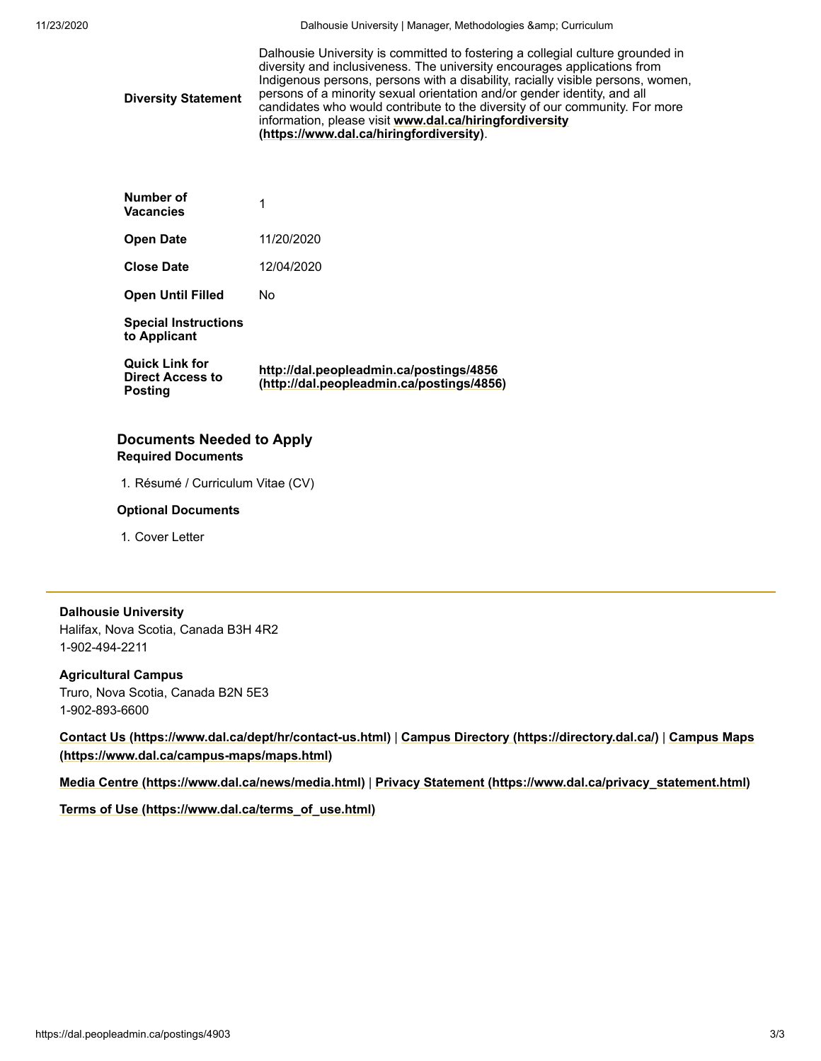| | |
|---|---|
| **Diversity Statement** | Dalhousie University is committed to fostering a collegial culture grounded in diversity and inclusiveness. The university encourages applications from Indigenous persons, persons with a disability, racially visible persons, women, persons of a minority sexual orientation and/or gender identity, and all candidates who would contribute to the diversity of our community. For more information, please visit **www.dal.ca/hiringfordiversity (https://www.dal.ca/hiringfordiversity)**. |

| | |
|---|---|
| **Number of Vacancies** | 1 |
| **Open Date** | 11/20/2020 |
| **Close Date** | 12/04/2020 |
| **Open Until Filled** | No |
| **Special Instructions to Applicant** | |
| **Quick Link for Direct Access to Posting** | **http://dal.peopleadmin.ca/postings/4856 (http://dal.peopleadmin.ca/postings/4856)** |

## Documents Needed to Apply

**Required Documents**

1. Résumé / Curriculum Vitae (CV)

**Optional Documents**

1. Cover Letter

---

**Dalhousie University**
Halifax, Nova Scotia, Canada B3H 4R2
1-902-494-2211

**Agricultural Campus**
Truro, Nova Scotia, Canada B2N 5E3
1-902-893-6600

**Contact Us (https://www.dal.ca/dept/hr/contact-us.html)** | **Campus Directory (https://directory.dal.ca/)** | **Campus Maps (https://www.dal.ca/campus-maps/maps.html)**

**Media Centre (https://www.dal.ca/news/media.html)** | **Privacy Statement (https://www.dal.ca/privacy_statement.html)**

**Terms of Use (https://www.dal.ca/terms_of_use.html)**